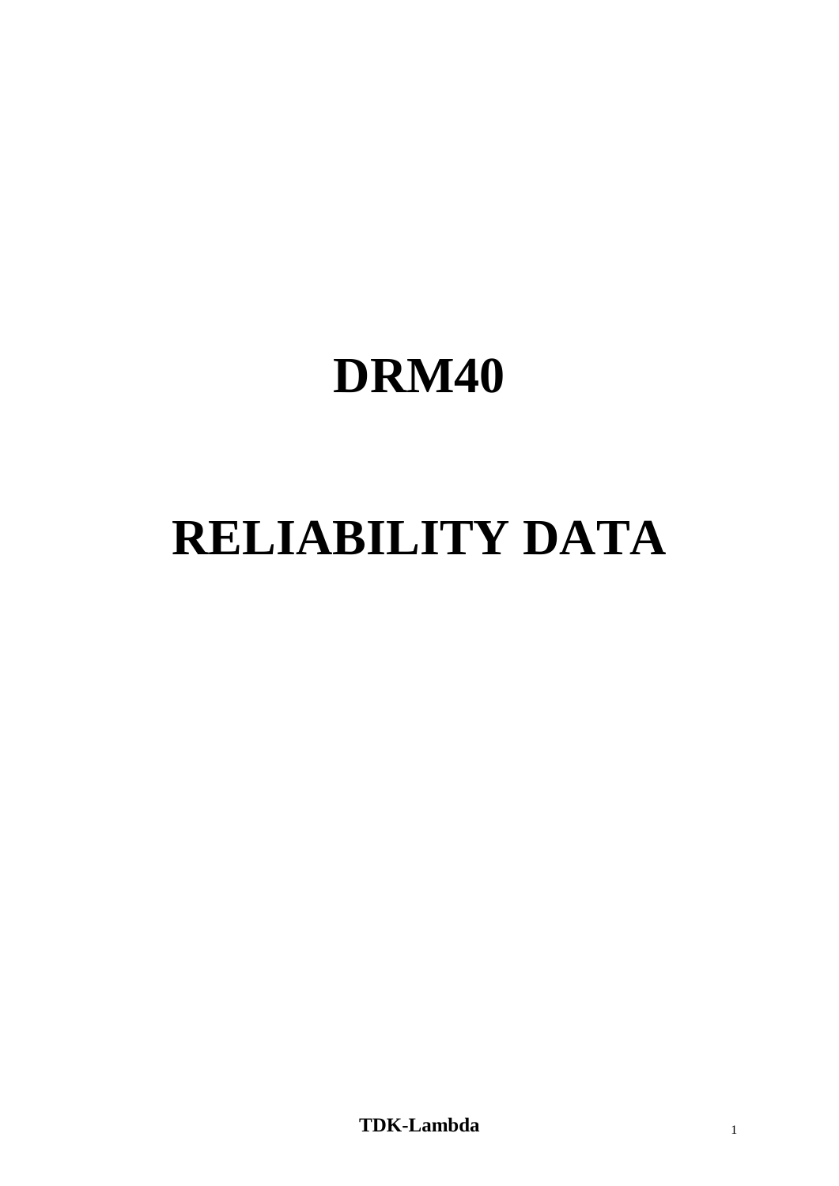# DRM40

# RELIABILITY DATA

**TDK-Lambda**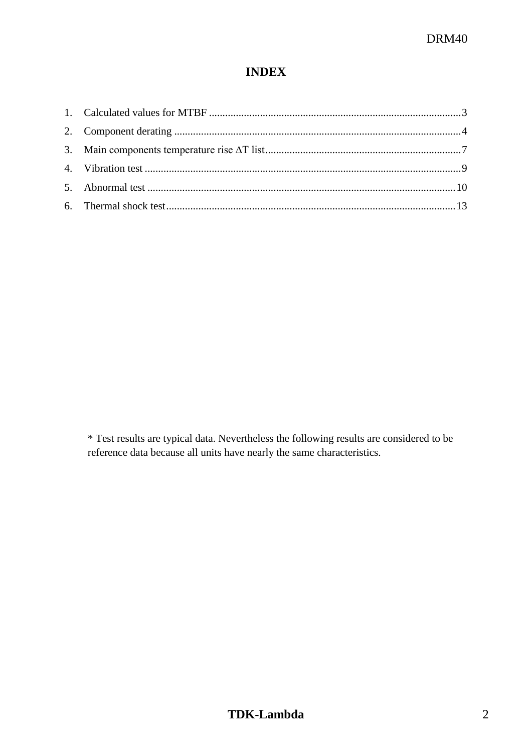# INDEX

1. Calculated values for MTBF ........................................................................................3
2. Component derating ....................................................................................................4
3. Main components temperature rise ΔT list...................................................................7
4. Vibration test ................................................................................................................9
5. Abnormal test ..............................................................................................................10
6. Thermal shock test.......................................................................................................13

\* Test results are typical data. Nevertheless the following results are considered to be reference data because all units have nearly the same characteristics.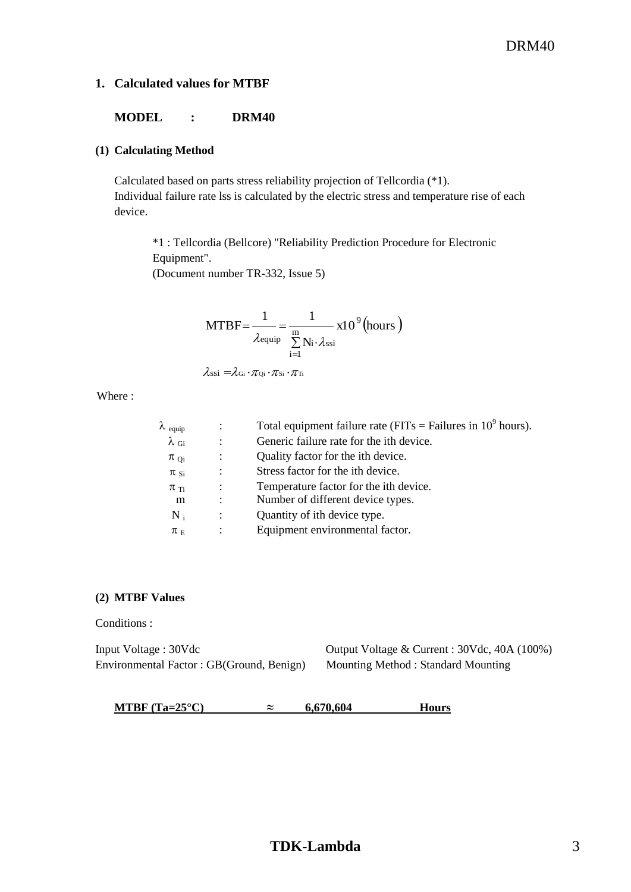## 1. Calculated values for MTBF

**MODEL : DRM40**

### (1) Calculating Method

Calculated based on parts stress reliability projection of Tellcordia (*1).
Individual failure rate lss is calculated by the electric stress and temperature rise of each device.

*1 : Tellcordia (Bellcore) "Reliability Prediction Procedure for Electronic Equipment".
(Document number TR-332, Issue 5)

$$\text{MTBF} = \frac{1}{\lambda_{\text{equip}}} = \frac{1}{\sum_{i=1}^{m} N_i \cdot \lambda_{\text{ssi}}} \text{x}10^9 \left(\text{hours}\right)$$

$$\lambda_{\text{ssi}} = \lambda_{Gi} \cdot \pi_{Qi} \cdot \pi_{Si} \cdot \pi_{Ti}$$

Where :

| | | |
|---|---|---|
| $\lambda_{equip}$ | : | Total equipment failure rate (FITs = Failures in $10^9$ hours). |
| $\lambda_{Gi}$ | : | Generic failure rate for the ith device. |
| $\pi_{Qi}$ | : | Quality factor for the ith device. |
| $\pi_{Si}$ | : | Stress factor for the ith device. |
| $\pi_{Ti}$ | : | Temperature factor for the ith device. |
| m | : | Number of different device types. |
| $N_i$ | : | Quantity of ith device type. |
| $\pi_E$ | : | Equipment environmental factor. |

### (2) MTBF Values

Conditions :

Input Voltage : 30Vdc

Output Voltage & Current : 30Vdc, 40A (100%)

Environmental Factor : GB(Ground, Benign)

Mounting Method : Standard Mounting

**MTBF (Ta=25°C) ≈ 6,670,604 Hours**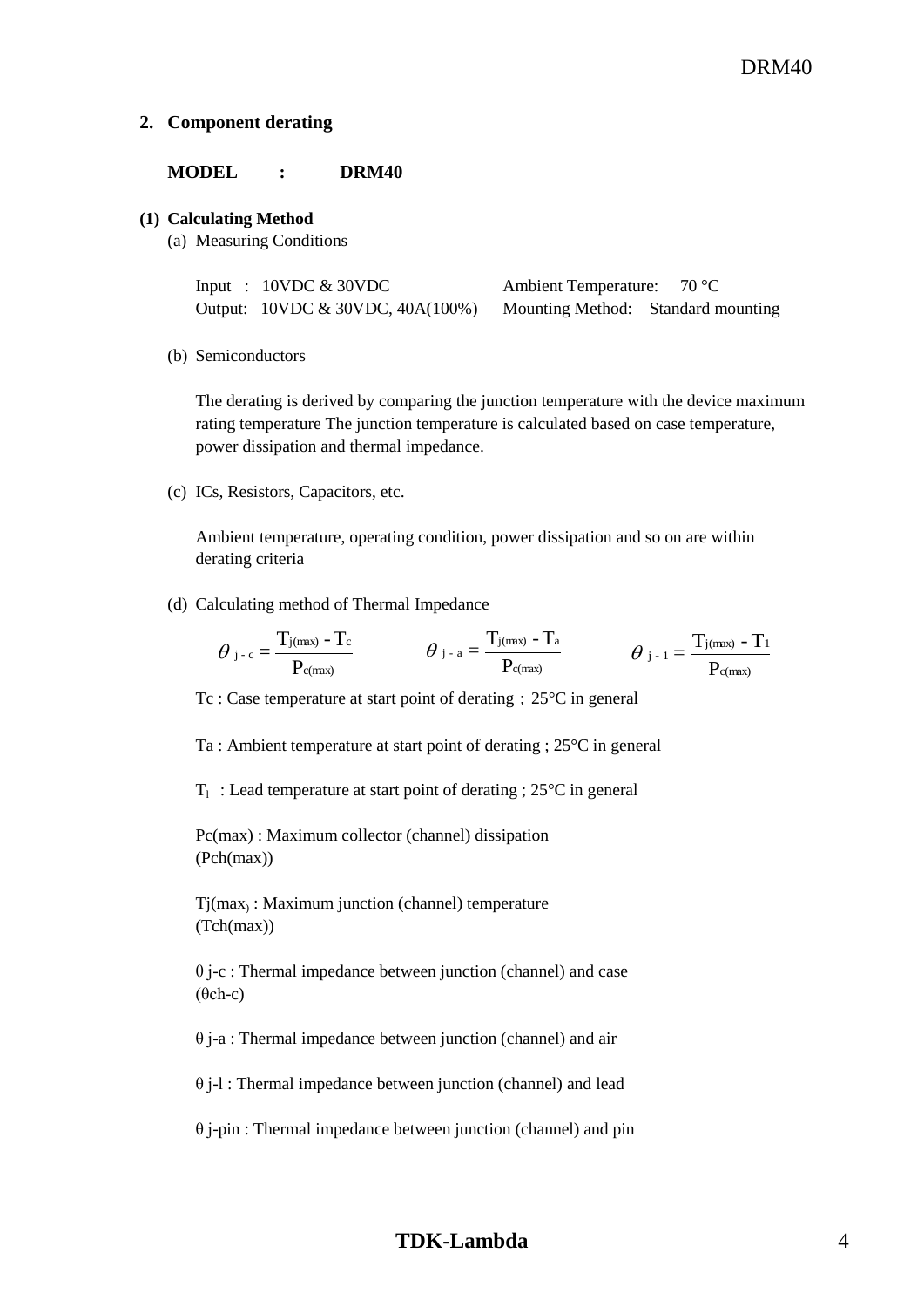## 2. Component derating

**MODEL : DRM40**

### (1) Calculating Method

(a) Measuring Conditions

| | |
|---|---|
| Input : 10VDC & 30VDC | Ambient Temperature: 70 °C |
| Output: 10VDC & 30VDC, 40A(100%) | Mounting Method: Standard mounting |

(b) Semiconductors

The derating is derived by comparing the junction temperature with the device maximum rating temperature The junction temperature is calculated based on case temperature, power dissipation and thermal impedance.

(c) ICs, Resistors, Capacitors, etc.

Ambient temperature, operating condition, power dissipation and so on are within derating criteria

(d) Calculating method of Thermal Impedance

$$\theta_{j-c} = \frac{T_{j(max)} - T_c}{P_{c(max)}} \qquad \theta_{j-a} = \frac{T_{j(max)} - T_a}{P_{c(max)}} \qquad \theta_{j-1} = \frac{T_{j(max)} - T_1}{P_{c(max)}}$$

Tc : Case temperature at start point of derating；25°C in general

Ta : Ambient temperature at start point of derating ; 25°C in general

$T_l$ : Lead temperature at start point of derating ; 25°C in general

Pc(max) : Maximum collector (channel) dissipation (Pch(max))

Tj(max) : Maximum junction (channel) temperature (Tch(max))

θ j-c : Thermal impedance between junction (channel) and case (θch-c)

θ j-a : Thermal impedance between junction (channel) and air

θ j-l : Thermal impedance between junction (channel) and lead

θ j-pin : Thermal impedance between junction (channel) and pin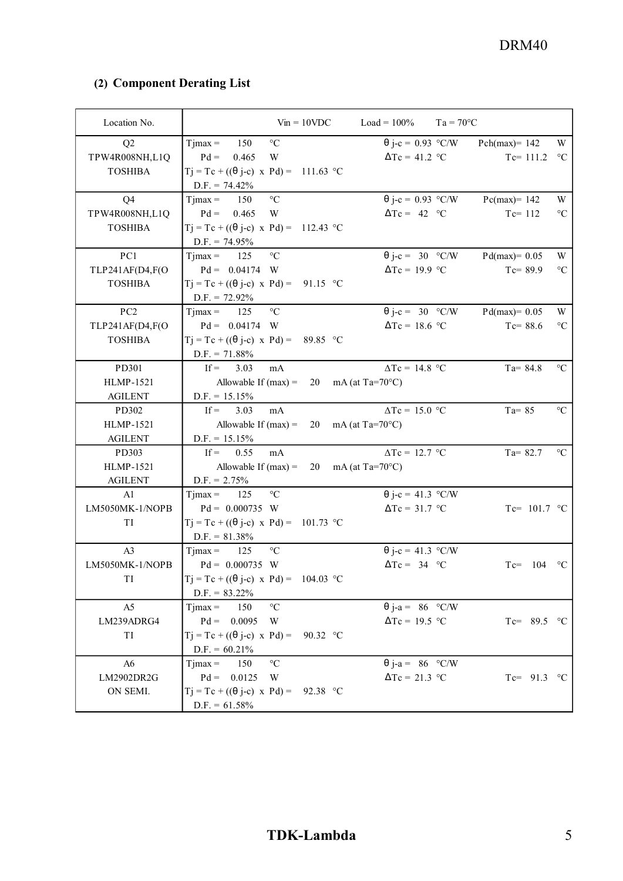## (2) Component Derating List

| Location No. | Vin = 10VDC Load = 100% Ta = 70°C |
|---|---|
| Q2<br>TPW4R008NH,L1Q<br>TOSHIBA | Tjmax = 150 °C  θ j-c = 0.93 °C/W  Pch(max)= 142 W<br>Pd = 0.465 W  ΔTc = 41.2 °C  Tc= 111.2 °C<br>Tj = Tc + ((θ j-c) x Pd) = 111.63 °C<br>D.F. = 74.42% |
| Q4<br>TPW4R008NH,L1Q<br>TOSHIBA | Tjmax = 150 °C  θ j-c = 0.93 °C/W  Pc(max)= 142 W<br>Pd = 0.465 W  ΔTc = 42 °C  Tc= 112 °C<br>Tj = Tc + ((θ j-c) x Pd) = 112.43 °C<br>D.F. = 74.95% |
| PC1<br>TLP241AF(D4,F(O<br>TOSHIBA | Tjmax = 125 °C  θ j-c = 30 °C/W  Pd(max)= 0.05 W<br>Pd = 0.04174 W  ΔTc = 19.9 °C  Tc= 89.9 °C<br>Tj = Tc + ((θ j-c) x Pd) = 91.15 °C<br>D.F. = 72.92% |
| PC2<br>TLP241AF(D4,F(O<br>TOSHIBA | Tjmax = 125 °C  θ j-c = 30 °C/W  Pd(max)= 0.05 W<br>Pd = 0.04174 W  ΔTc = 18.6 °C  Tc= 88.6 °C<br>Tj = Tc + ((θ j-c) x Pd) = 89.85 °C<br>D.F. = 71.88% |
| PD301<br>HLMP-1521<br>AGILENT | If = 3.03 mA  ΔTc = 14.8 °C  Ta= 84.8 °C<br>Allowable If (max) = 20 mA (at Ta=70°C)<br>D.F. = 15.15% |
| PD302<br>HLMP-1521<br>AGILENT | If = 3.03 mA  ΔTc = 15.0 °C  Ta= 85 °C<br>Allowable If (max) = 20 mA (at Ta=70°C)<br>D.F. = 15.15% |
| PD303<br>HLMP-1521<br>AGILENT | If = 0.55 mA  ΔTc = 12.7 °C  Ta= 82.7 °C<br>Allowable If (max) = 20 mA (at Ta=70°C)<br>D.F. = 2.75% |
| A1<br>LM5050MK-1/NOPB<br>TI | Tjmax = 125 °C  θ j-c = 41.3 °C/W<br>Pd = 0.000735 W  ΔTc = 31.7 °C  Tc= 101.7 °C<br>Tj = Tc + ((θ j-c) x Pd) = 101.73 °C<br>D.F. = 81.38% |
| A3<br>LM5050MK-1/NOPB<br>TI | Tjmax = 125 °C  θ j-c = 41.3 °C/W<br>Pd = 0.000735 W  ΔTc = 34 °C  Tc= 104 °C<br>Tj = Tc + ((θ j-c) x Pd) = 104.03 °C<br>D.F. = 83.22% |
| A5<br>LM239ADRG4<br>TI | Tjmax = 150 °C  θ j-a = 86 °C/W<br>Pd = 0.0095 W  ΔTc = 19.5 °C  Tc= 89.5 °C<br>Tj = Tc + ((θ j-c) x Pd) = 90.32 °C<br>D.F. = 60.21% |
| A6<br>LM2902DR2G<br>ON SEMI. | Tjmax = 150 °C  θ j-a = 86 °C/W<br>Pd = 0.0125 W  ΔTc = 21.3 °C  Tc= 91.3 °C<br>Tj = Tc + ((θ j-c) x Pd) = 92.38 °C<br>D.F. = 61.58% |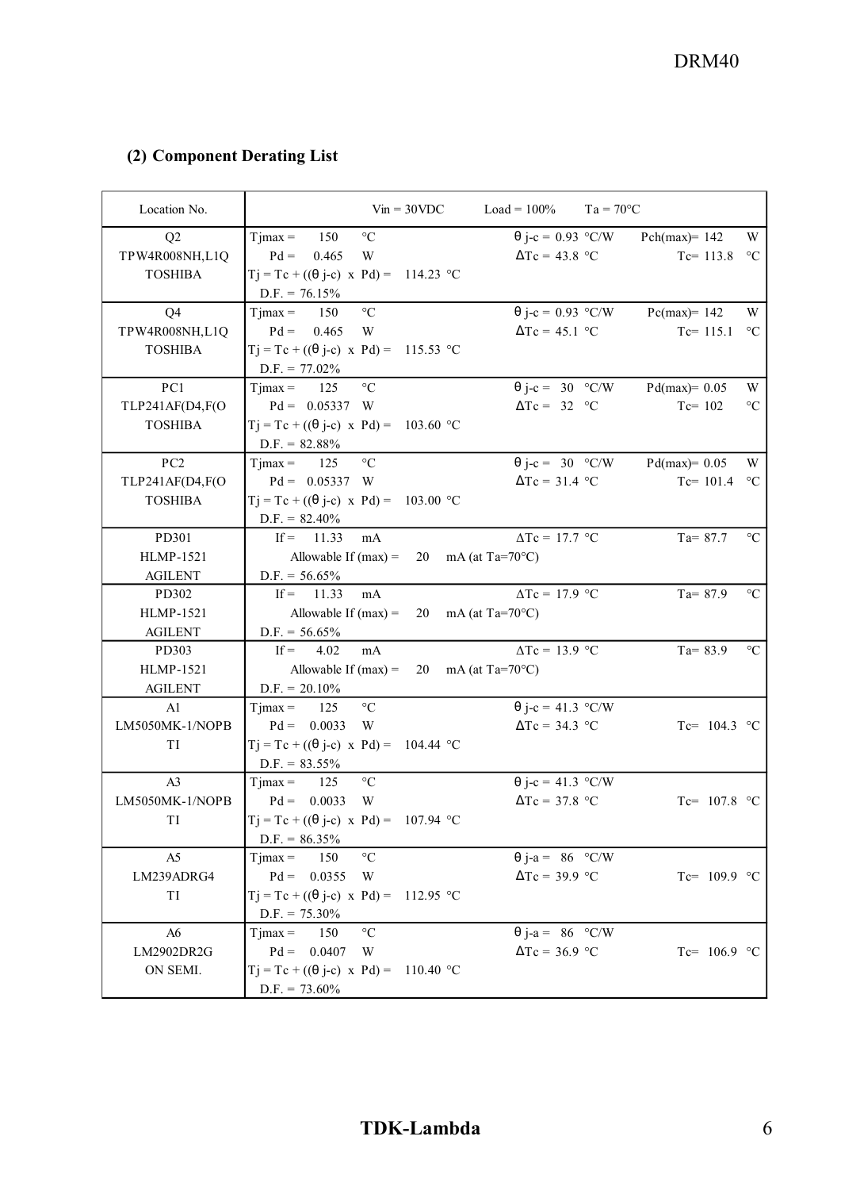### (2) Component Derating List

| Location No. | Vin = 30VDC &nbsp;&nbsp; Load = 100% &nbsp;&nbsp; Ta = 70°C |
|---|---|
| Q2<br>TPW4R008NH,L1Q<br>TOSHIBA | Tjmax = 150 °C &nbsp;&nbsp; θ j-c = 0.93 °C/W &nbsp;&nbsp; Pch(max)= 142 W<br>Pd = 0.465 W &nbsp;&nbsp; ΔTc = 43.8 °C &nbsp;&nbsp; Tc= 113.8 °C<br>Tj = Tc + ((θ j-c) x Pd) = 114.23 °C<br>D.F. = 76.15% |
| Q4<br>TPW4R008NH,L1Q<br>TOSHIBA | Tjmax = 150 °C &nbsp;&nbsp; θ j-c = 0.93 °C/W &nbsp;&nbsp; Pc(max)= 142 W<br>Pd = 0.465 W &nbsp;&nbsp; ΔTc = 45.1 °C &nbsp;&nbsp; Tc= 115.1 °C<br>Tj = Tc + ((θ j-c) x Pd) = 115.53 °C<br>D.F. = 77.02% |
| PC1<br>TLP241AF(D4,F(O<br>TOSHIBA | Tjmax = 125 °C &nbsp;&nbsp; θ j-c = 30 °C/W &nbsp;&nbsp; Pd(max)= 0.05 W<br>Pd = 0.05337 W &nbsp;&nbsp; ΔTc = 32 °C &nbsp;&nbsp; Tc= 102 °C<br>Tj = Tc + ((θ j-c) x Pd) = 103.60 °C<br>D.F. = 82.88% |
| PC2<br>TLP241AF(D4,F(O<br>TOSHIBA | Tjmax = 125 °C &nbsp;&nbsp; θ j-c = 30 °C/W &nbsp;&nbsp; Pd(max)= 0.05 W<br>Pd = 0.05337 W &nbsp;&nbsp; ΔTc = 31.4 °C &nbsp;&nbsp; Tc= 101.4 °C<br>Tj = Tc + ((θ j-c) x Pd) = 103.00 °C<br>D.F. = 82.40% |
| PD301<br>HLMP-1521<br>AGILENT | If = 11.33 mA &nbsp;&nbsp; ΔTc = 17.7 °C &nbsp;&nbsp; Ta= 87.7 °C<br>Allowable If (max) = 20 mA (at Ta=70°C)<br>D.F. = 56.65% |
| PD302<br>HLMP-1521<br>AGILENT | If = 11.33 mA &nbsp;&nbsp; ΔTc = 17.9 °C &nbsp;&nbsp; Ta= 87.9 °C<br>Allowable If (max) = 20 mA (at Ta=70°C)<br>D.F. = 56.65% |
| PD303<br>HLMP-1521<br>AGILENT | If = 4.02 mA &nbsp;&nbsp; ΔTc = 13.9 °C &nbsp;&nbsp; Ta= 83.9 °C<br>Allowable If (max) = 20 mA (at Ta=70°C)<br>D.F. = 20.10% |
| A1<br>LM5050MK-1/NOPB<br>TI | Tjmax = 125 °C &nbsp;&nbsp; θ j-c = 41.3 °C/W<br>Pd = 0.0033 W &nbsp;&nbsp; ΔTc = 34.3 °C &nbsp;&nbsp; Tc= 104.3 °C<br>Tj = Tc + ((θ j-c) x Pd) = 104.44 °C<br>D.F. = 83.55% |
| A3<br>LM5050MK-1/NOPB<br>TI | Tjmax = 125 °C &nbsp;&nbsp; θ j-c = 41.3 °C/W<br>Pd = 0.0033 W &nbsp;&nbsp; ΔTc = 37.8 °C &nbsp;&nbsp; Tc= 107.8 °C<br>Tj = Tc + ((θ j-c) x Pd) = 107.94 °C<br>D.F. = 86.35% |
| A5<br>LM239ADRG4<br>TI | Tjmax = 150 °C &nbsp;&nbsp; θ j-a = 86 °C/W<br>Pd = 0.0355 W &nbsp;&nbsp; ΔTc = 39.9 °C &nbsp;&nbsp; Tc= 109.9 °C<br>Tj = Tc + ((θ j-c) x Pd) = 112.95 °C<br>D.F. = 75.30% |
| A6<br>LM2902DR2G<br>ON SEMI. | Tjmax = 150 °C &nbsp;&nbsp; θ j-a = 86 °C/W<br>Pd = 0.0407 W &nbsp;&nbsp; ΔTc = 36.9 °C &nbsp;&nbsp; Tc= 106.9 °C<br>Tj = Tc + ((θ j-c) x Pd) = 110.40 °C<br>D.F. = 73.60% |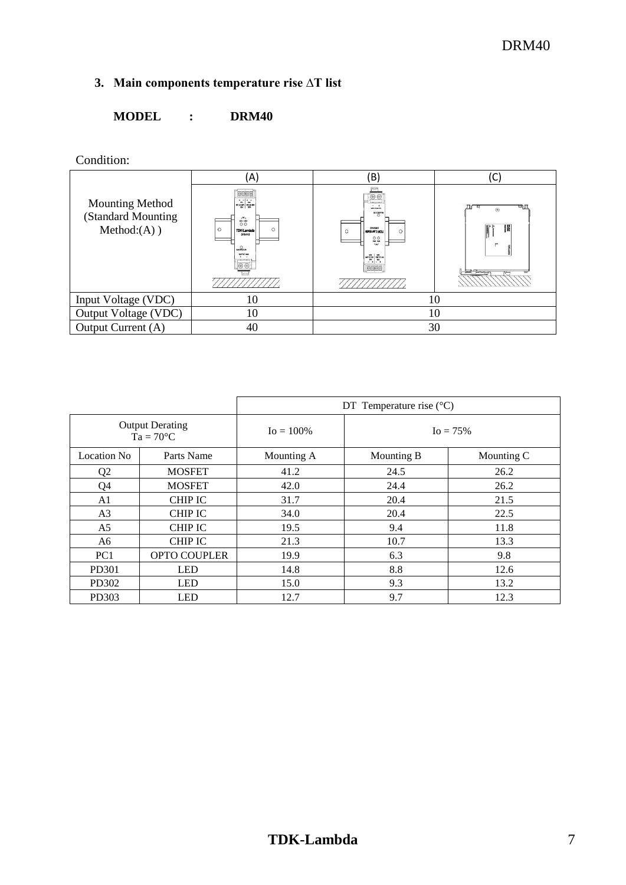### 3. Main components temperature rise ∆T list

**MODEL : DRM40**

Condition:

| | (A) | (B) | (C) |
|---|---|---|---|
| Mounting Method (Standard Mounting Method:(A) ) | | | |
| Input Voltage (VDC) | 10 | 10 | |
| Output Voltage (VDC) | 10 | 10 | |
| Output Current (A) | 40 | 30 | |

| | | DT Temperature rise (°C) | | |
|---|---|---|---|---|
| Output Derating Ta = 70°C | | Io = 100% | Io = 75% | |
| Location No | Parts Name | Mounting A | Mounting B | Mounting C |
| Q2 | MOSFET | 41.2 | 24.5 | 26.2 |
| Q4 | MOSFET | 42.0 | 24.4 | 26.2 |
| A1 | CHIP IC | 31.7 | 20.4 | 21.5 |
| A3 | CHIP IC | 34.0 | 20.4 | 22.5 |
| A5 | CHIP IC | 19.5 | 9.4 | 11.8 |
| A6 | CHIP IC | 21.3 | 10.7 | 13.3 |
| PC1 | OPTO COUPLER | 19.9 | 6.3 | 9.8 |
| PD301 | LED | 14.8 | 8.8 | 12.6 |
| PD302 | LED | 15.0 | 9.3 | 13.2 |
| PD303 | LED | 12.7 | 9.7 | 12.3 |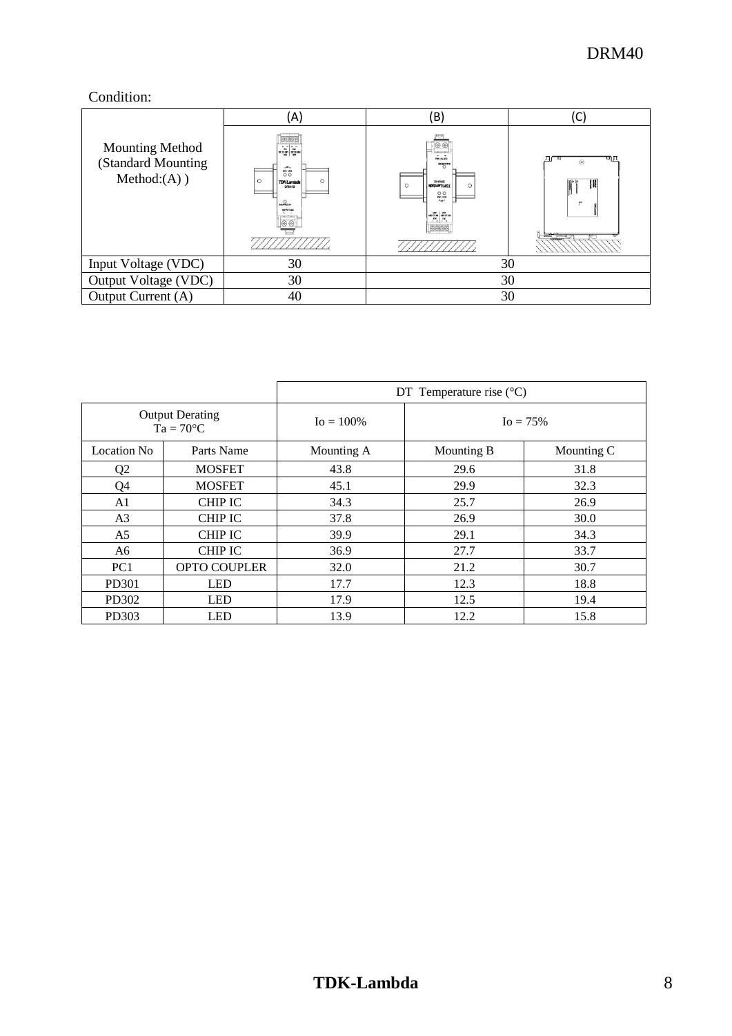Condition:

| Mounting Method (Standard Mounting Method:(A) ) | (A) | (B) | (C) |
|---|---|---|---|
| Input Voltage (VDC) | 30 | 30 | |
| Output Voltage (VDC) | 30 | 30 | |
| Output Current (A) | 40 | 30 | |

| Output Derating Ta = 70°C | | DT Temperature rise (°C) | | |
|---|---|---|---|---|
| | | Io = 100% | Io = 75% | |
| Location No | Parts Name | Mounting A | Mounting B | Mounting C |
| Q2 | MOSFET | 43.8 | 29.6 | 31.8 |
| Q4 | MOSFET | 45.1 | 29.9 | 32.3 |
| A1 | CHIP IC | 34.3 | 25.7 | 26.9 |
| A3 | CHIP IC | 37.8 | 26.9 | 30.0 |
| A5 | CHIP IC | 39.9 | 29.1 | 34.3 |
| A6 | CHIP IC | 36.9 | 27.7 | 33.7 |
| PC1 | OPTO COUPLER | 32.0 | 21.2 | 30.7 |
| PD301 | LED | 17.7 | 12.3 | 18.8 |
| PD302 | LED | 17.9 | 12.5 | 19.4 |
| PD303 | LED | 13.9 | 12.2 | 15.8 |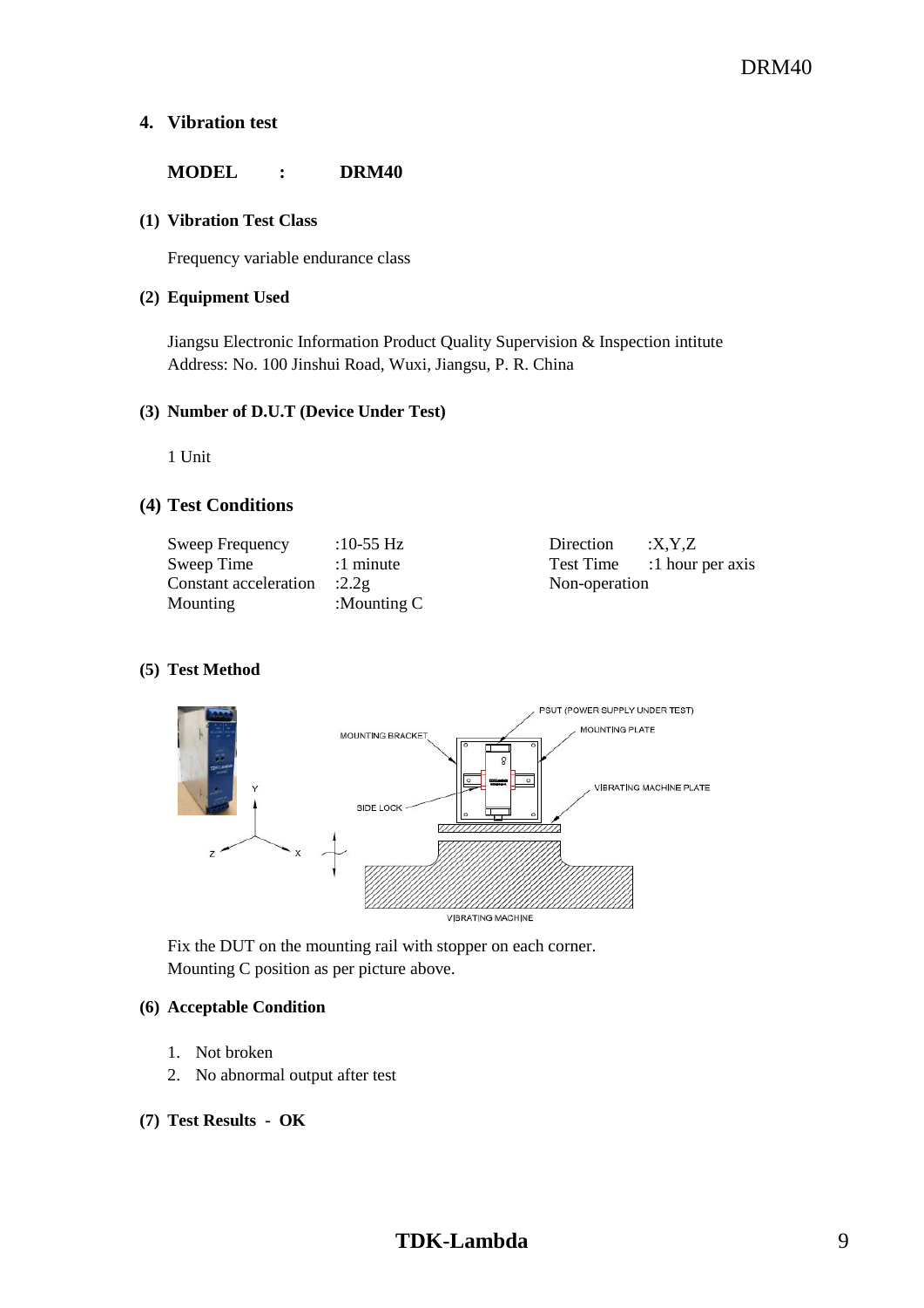## 4. Vibration test

**MODEL : DRM40**

### (1) Vibration Test Class

Frequency variable endurance class

### (2) Equipment Used

Jiangsu Electronic Information Product Quality Supervision & Inspection intitute
Address: No. 100 Jinshui Road, Wuxi, Jiangsu, P. R. China

### (3) Number of D.U.T (Device Under Test)

1 Unit

### (4) Test Conditions

| | | | |
|---|---|---|---|
| Sweep Frequency | :10-55 Hz | Direction | :X,Y,Z |
| Sweep Time | :1 minute | Test Time | :1 hour per axis |
| Constant acceleration | :2.2g | Non-operation | |
| Mounting | :Mounting C | | |

### (5) Test Method

Fix the DUT on the mounting rail with stopper on each corner.
Mounting C position as per picture above.

### (6) Acceptable Condition

1. Not broken
2. No abnormal output after test

### (7) Test Results - OK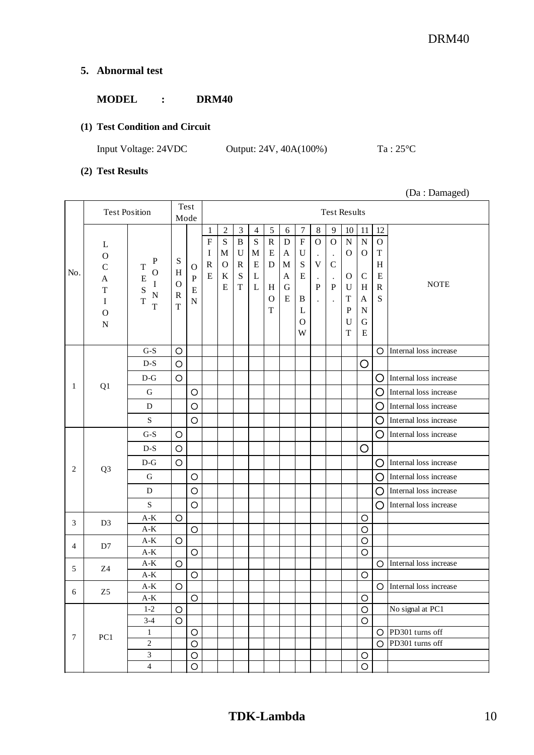## 5. Abnormal test

**MODEL : DRM40**

**(1) Test Condition and Circuit**

Input Voltage: 24VDC  Output: 24V, 40A(100%)  Ta : 25°C

**(2) Test Results**

(Da : Damaged)

| No. | Test Position: LOCATION | Test Position: TEST POINT | Test Mode: SHORT | Test Mode: OPEN | 1 FIRE | 2 SMOKE | 3 BURST | 4 SMELL | 5 RED HOT | 6 DAMAGE | 7 FUSE BLOW | 8 O.V.P. | 9 O.C.P. | 10 NO OUTPUT | 11 NO CHANGE | 12 OTHERS | NOTE |
|---|---|---|---|---|---|---|---|---|---|---|---|---|---|---|---|---|---|
| 1 | Q1 | G-S | ○ | | | | | | | | | | | | | ○ | Internal loss increase |
| | | D-S | ○ | | | | | | | | | | | | ○ | | |
| | | D-G | ○ | | | | | | | | | | | | | ○ | Internal loss increase |
| | | G | | ○ | | | | | | | | | | | | ○ | Internal loss increase |
| | | D | | ○ | | | | | | | | | | | | ○ | Internal loss increase |
| | | S | | ○ | | | | | | | | | | | | ○ | Internal loss increase |
| 2 | Q3 | G-S | ○ | | | | | | | | | | | | | ○ | Internal loss increase |
| | | D-S | ○ | | | | | | | | | | | | ○ | | |
| | | D-G | ○ | | | | | | | | | | | | | ○ | Internal loss increase |
| | | G | | ○ | | | | | | | | | | | | ○ | Internal loss increase |
| | | D | | ○ | | | | | | | | | | | | ○ | Internal loss increase |
| | | S | | ○ | | | | | | | | | | | | ○ | Internal loss increase |
| 3 | D3 | A-K | ○ | | | | | | | | | | | | ○ | | |
| | | A-K | | ○ | | | | | | | | | | | ○ | | |
| 4 | D7 | A-K | ○ | | | | | | | | | | | | ○ | | |
| | | A-K | | ○ | | | | | | | | | | | ○ | | |
| 5 | Z4 | A-K | ○ | | | | | | | | | | | | | ○ | Internal loss increase |
| | | A-K | | ○ | | | | | | | | | | | ○ | | |
| 6 | Z5 | A-K | ○ | | | | | | | | | | | | | ○ | Internal loss increase |
| | | A-K | | ○ | | | | | | | | | | | ○ | | |
| 7 | PC1 | 1-2 | ○ | | | | | | | | | | | | ○ | | No signal at PC1 |
| | | 3-4 | ○ | | | | | | | | | | | | ○ | | |
| | | 1 | | ○ | | | | | | | | | | | | ○ | PD301 turns off |
| | | 2 | | ○ | | | | | | | | | | | | ○ | PD301 turns off |
| | | 3 | | ○ | | | | | | | | | | | ○ | | |
| | | 4 | | ○ | | | | | | | | | | | ○ | | |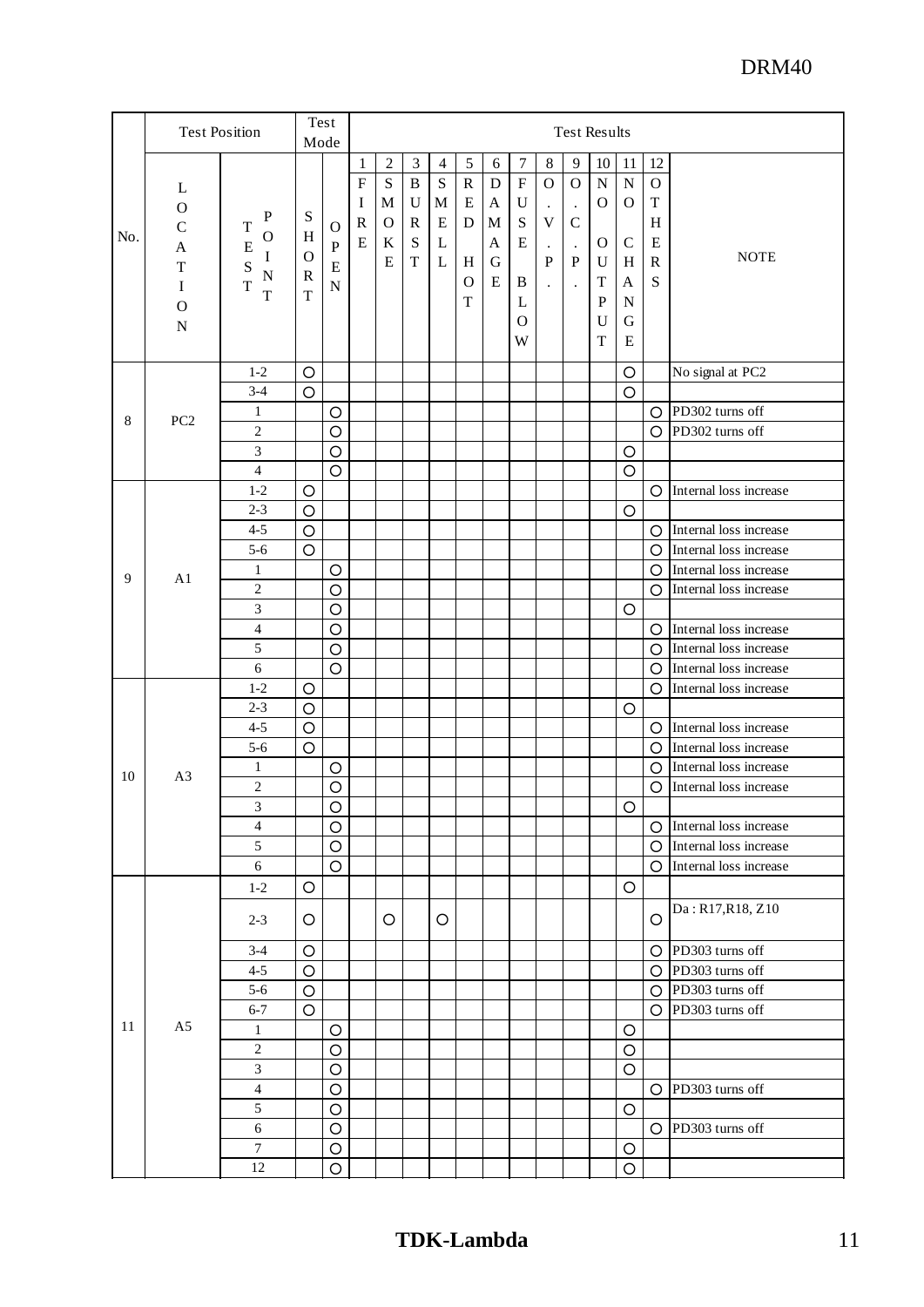| No. | Test Position | | Test Mode | | Test Results | | | | | | | | | | | | |
|---|---|---|---|---|---|---|---|---|---|---|---|---|---|---|---|---|---|
| | LOCATION | TEST POINT | SHORT | OPEN | 1 FIRE | 2 SMOKE | 3 BURST | 4 SMELL | 5 RED HOT | 6 DAMAGE | 7 FUSE BLOW | 8 O.V.P. | 9 O.C.P. | 10 NO OUTPUT | 11 NO CHANGE | 12 OTHERS | NOTE |
| 8 | PC2 | 1-2 | ○ | | | | | | | | | | | | ○ | | No signal at PC2 |
| | | 3-4 | ○ | | | | | | | | | | | | ○ | | |
| | | 1 | | ○ | | | | | | | | | | | | ○ | PD302 turns off |
| | | 2 | | ○ | | | | | | | | | | | | ○ | PD302 turns off |
| | | 3 | | ○ | | | | | | | | | | | ○ | | |
| | | 4 | | ○ | | | | | | | | | | | ○ | | |
| 9 | A1 | 1-2 | ○ | | | | | | | | | | | | | ○ | Internal loss increase |
| | | 2-3 | ○ | | | | | | | | | | | | ○ | | |
| | | 4-5 | ○ | | | | | | | | | | | | | ○ | Internal loss increase |
| | | 5-6 | ○ | | | | | | | | | | | | | ○ | Internal loss increase |
| | | 1 | | ○ | | | | | | | | | | | | ○ | Internal loss increase |
| | | 2 | | ○ | | | | | | | | | | | | ○ | Internal loss increase |
| | | 3 | | ○ | | | | | | | | | | | ○ | | |
| | | 4 | | ○ | | | | | | | | | | | | ○ | Internal loss increase |
| | | 5 | | ○ | | | | | | | | | | | | ○ | Internal loss increase |
| | | 6 | | ○ | | | | | | | | | | | | ○ | Internal loss increase |
| 10 | A3 | 1-2 | ○ | | | | | | | | | | | | | ○ | Internal loss increase |
| | | 2-3 | ○ | | | | | | | | | | | | ○ | | |
| | | 4-5 | ○ | | | | | | | | | | | | | ○ | Internal loss increase |
| | | 5-6 | ○ | | | | | | | | | | | | | ○ | Internal loss increase |
| | | 1 | | ○ | | | | | | | | | | | | ○ | Internal loss increase |
| | | 2 | | ○ | | | | | | | | | | | | ○ | Internal loss increase |
| | | 3 | | ○ | | | | | | | | | | | ○ | | |
| | | 4 | | ○ | | | | | | | | | | | | ○ | Internal loss increase |
| | | 5 | | ○ | | | | | | | | | | | | ○ | Internal loss increase |
| | | 6 | | ○ | | | | | | | | | | | | ○ | Internal loss increase |
| 11 | A5 | 1-2 | ○ | | | | | | | | | | | | ○ | | |
| | | 2-3 | ○ | | | ○ | | ○ | | | | | | | | ○ | Da : R17,R18, Z10 |
| | | 3-4 | ○ | | | | | | | | | | | | | ○ | PD303 turns off |
| | | 4-5 | ○ | | | | | | | | | | | | | ○ | PD303 turns off |
| | | 5-6 | ○ | | | | | | | | | | | | | ○ | PD303 turns off |
| | | 6-7 | ○ | | | | | | | | | | | | | ○ | PD303 turns off |
| | | 1 | | ○ | | | | | | | | | | | ○ | | |
| | | 2 | | ○ | | | | | | | | | | | ○ | | |
| | | 3 | | ○ | | | | | | | | | | | ○ | | |
| | | 4 | | ○ | | | | | | | | | | | | ○ | PD303 turns off |
| | | 5 | | ○ | | | | | | | | | | | ○ | | |
| | | 6 | | ○ | | | | | | | | | | | | ○ | PD303 turns off |
| | | 7 | | ○ | | | | | | | | | | | ○ | | |
| | | 12 | | ○ | | | | | | | | | | | ○ | | |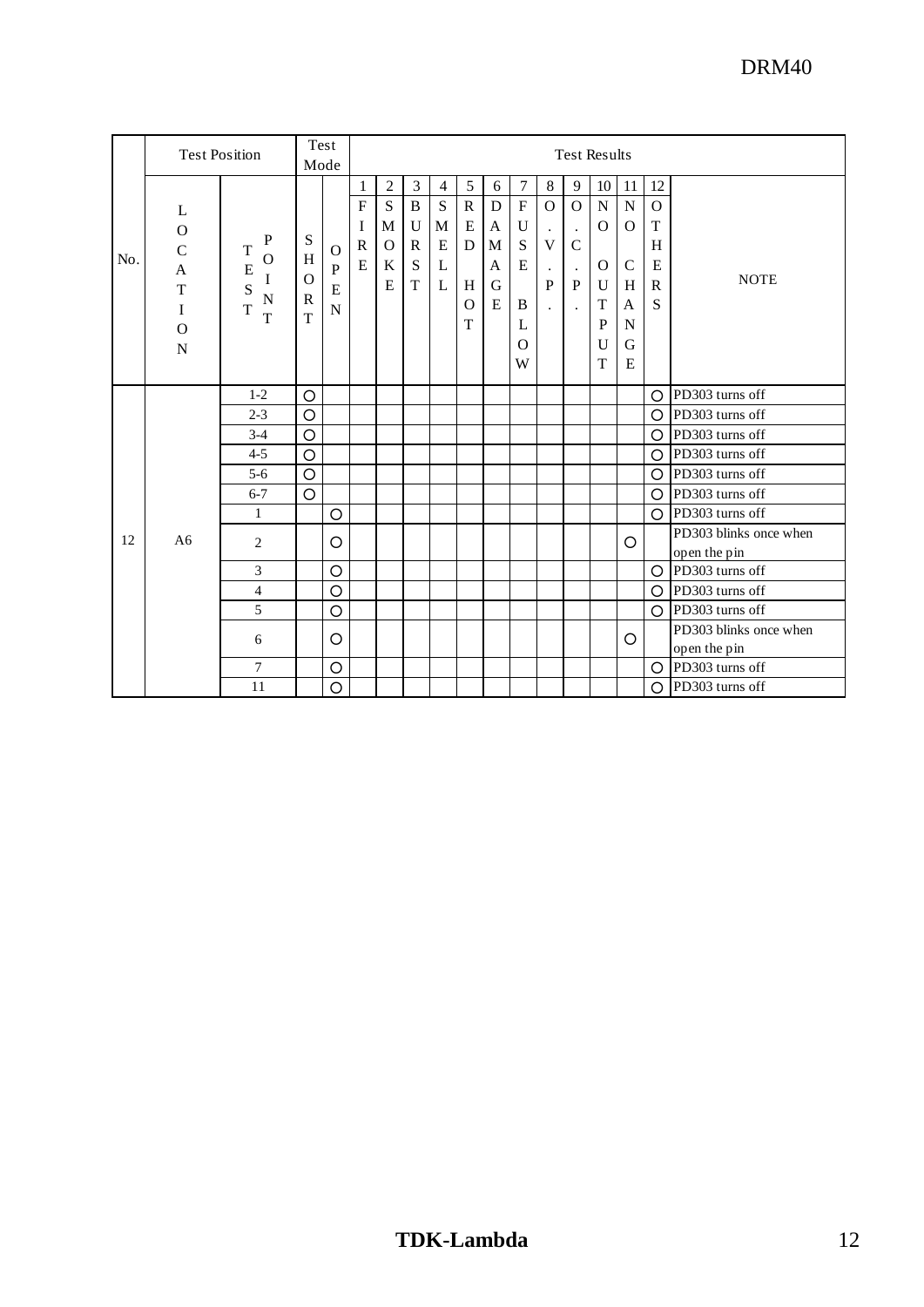| No. | Test Position | | Test Mode | | Test Results | | | | | | | | | | | | |
|---|---|---|---|---|---|---|---|---|---|---|---|---|---|---|---|---|---|
| | LOCATION | TEST POINT | SHORT | OPEN | 1 FIRE | 2 SMOKE | 3 BURST | 4 SMELL | 5 RED HOT | 6 DAMAGE | 7 FUSE BLOW | 8 O.V.P. | 9 O.C.P. | 10 NO OUTPUT | 11 NO CHANGE | 12 OTHERS | NOTE |
| 12 | A6 | 1-2 | ○ | | | | | | | | | | | | | ○ | PD303 turns off |
| | | 2-3 | ○ | | | | | | | | | | | | | ○ | PD303 turns off |
| | | 3-4 | ○ | | | | | | | | | | | | | ○ | PD303 turns off |
| | | 4-5 | ○ | | | | | | | | | | | | | ○ | PD303 turns off |
| | | 5-6 | ○ | | | | | | | | | | | | | ○ | PD303 turns off |
| | | 6-7 | ○ | | | | | | | | | | | | | ○ | PD303 turns off |
| | | 1 | | ○ | | | | | | | | | | | | ○ | PD303 turns off |
| | | 2 | | ○ | | | | | | | | | | | ○ | | PD303 blinks once when open the pin |
| | | 3 | | ○ | | | | | | | | | | | | ○ | PD303 turns off |
| | | 4 | | ○ | | | | | | | | | | | | ○ | PD303 turns off |
| | | 5 | | ○ | | | | | | | | | | | | ○ | PD303 turns off |
| | | 6 | | ○ | | | | | | | | | | | ○ | | PD303 blinks once when open the pin |
| | | 7 | | ○ | | | | | | | | | | | | ○ | PD303 turns off |
| | | 11 | | ○ | | | | | | | | | | | | ○ | PD303 turns off |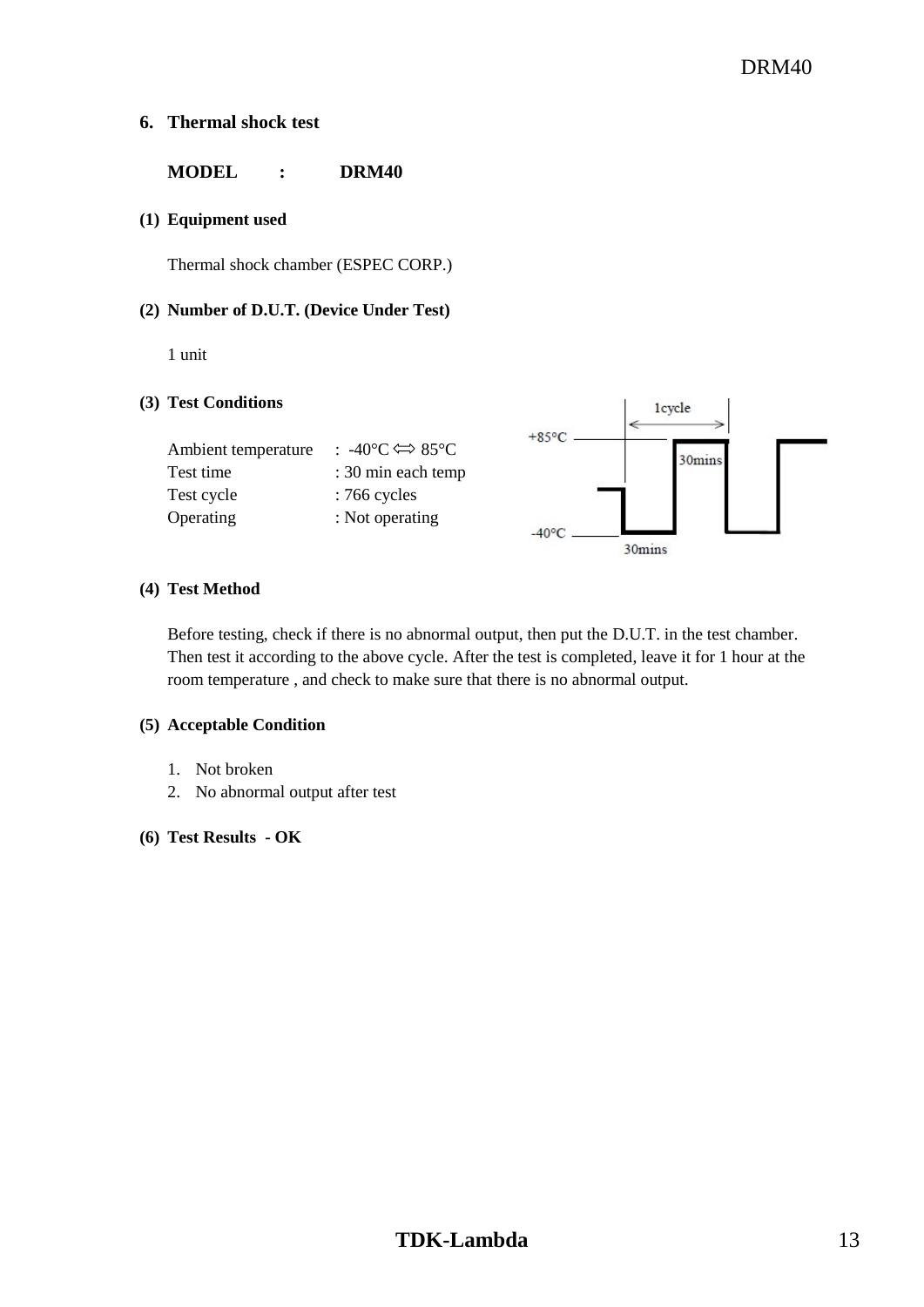## 6. Thermal shock test

**MODEL : DRM40**

**(1) Equipment used**

Thermal shock chamber (ESPEC CORP.)

**(2) Number of D.U.T. (Device Under Test)**

1 unit

**(3) Test Conditions**

| | |
|---|---|
| Ambient temperature | : -40°C ⇔ 85°C |
| Test time | : 30 min each temp |
| Test cycle | : 766 cycles |
| Operating | : Not operating |

1cycle
+85°C
30mins
-40°C
30mins

**(4) Test Method**

Before testing, check if there is no abnormal output, then put the D.U.T. in the test chamber. Then test it according to the above cycle. After the test is completed, leave it for 1 hour at the room temperature , and check to make sure that there is no abnormal output.

**(5) Acceptable Condition**

1. Not broken
2. No abnormal output after test

**(6) Test Results - OK**